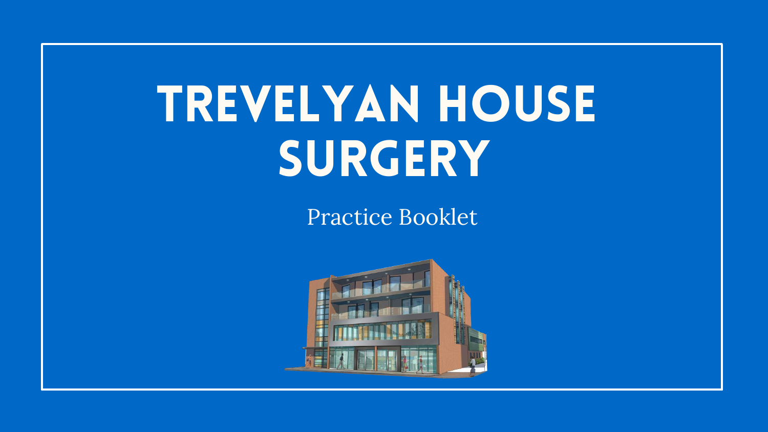# TREVELYAN HOUSE SURGERY

Practice Booklet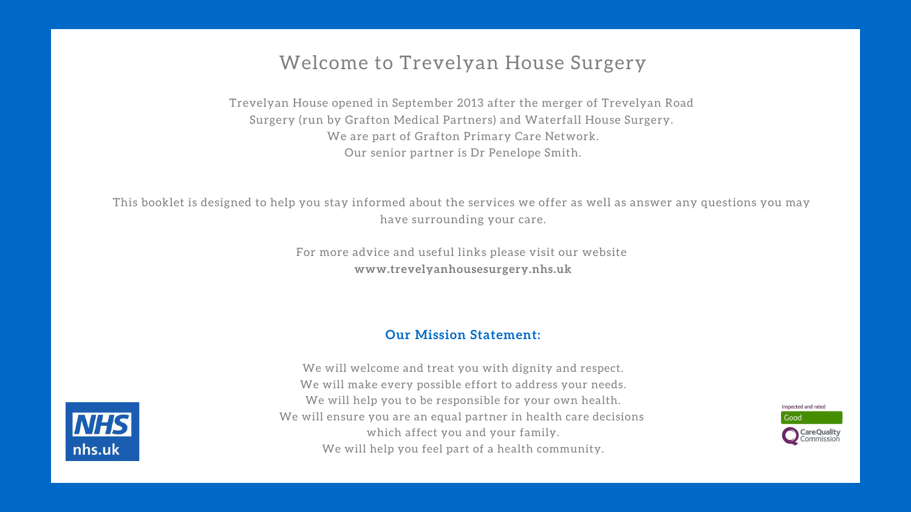# Welcome to Trevelyan House Surgery

Trevelyan House opened in September 2013 after the merger of Trevelyan Road Surgery (run by Grafton Medical Partners) and Waterfall House Surgery.
We are part of Grafton Primary Care Network.
Our senior partner is Dr Penelope Smith.

This booklet is designed to help you stay informed about the services we offer as well as answer any questions you may have surrounding your care.

For more advice and useful links please visit our website
**www.trevelyanhousesurgery.nhs.uk**

## Our Mission Statement:

We will welcome and treat you with dignity and respect.
We will make every possible effort to address your needs.
We will help you to be responsible for your own health.
We will ensure you are an equal partner in health care decisions which affect you and your family.
We will help you feel part of a health community.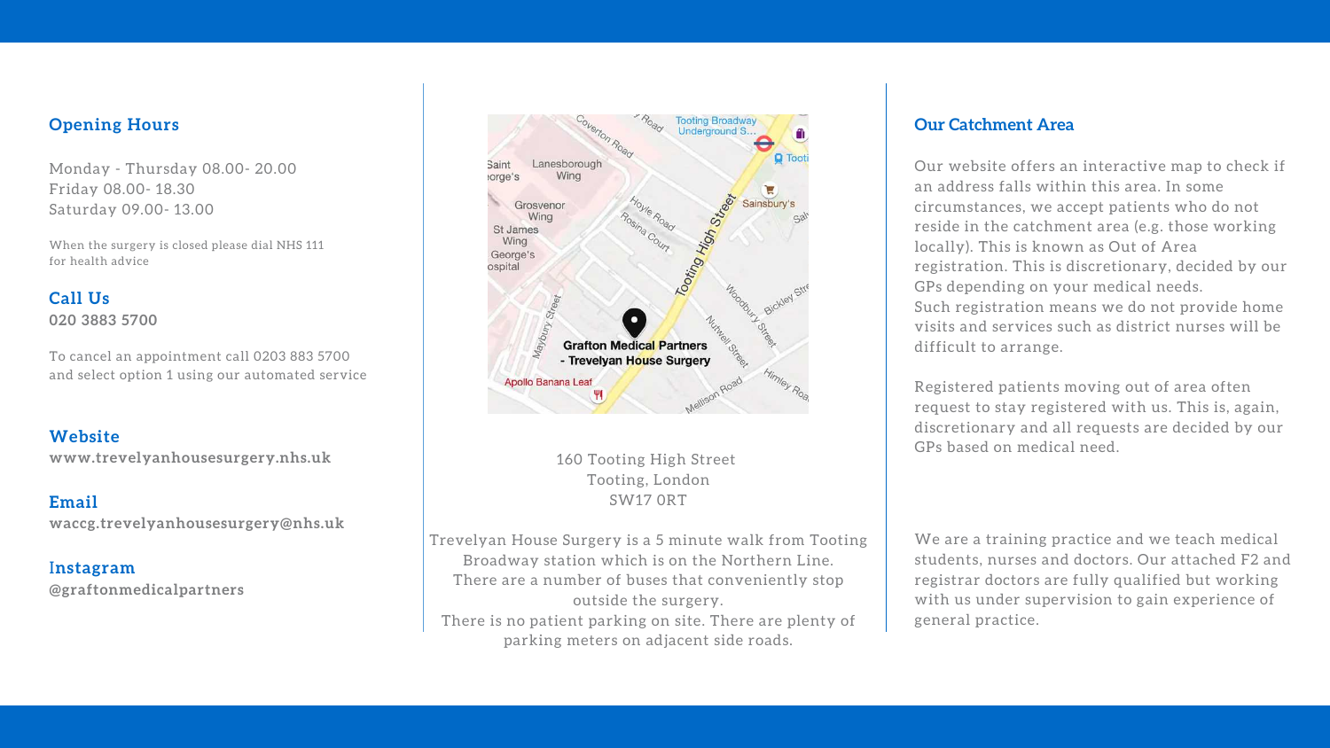## Opening Hours

Monday - Thursday 08.00- 20.00
Friday 08.00- 18.30
Saturday 09.00- 13.00

When the surgery is closed please dial NHS 111 for health advice

## Call Us

**020 3883 5700**

To cancel an appointment call 0203 883 5700 and select option 1 using our automated service

## Website

**www.trevelyanhousesurgery.nhs.uk**

## Email

**waccg.trevelyanhousesurgery@nhs.uk**

## Instagram

**@graftonmedicalpartners**

160 Tooting High Street
Tooting, London
SW17 0RT

Trevelyan House Surgery is a 5 minute walk from Tooting Broadway station which is on the Northern Line.
There are a number of buses that conveniently stop outside the surgery.
There is no patient parking on site. There are plenty of parking meters on adjacent side roads.

## Our Catchment Area

Our website offers an interactive map to check if an address falls within this area. In some circumstances, we accept patients who do not reside in the catchment area (e.g. those working locally). This is known as Out of Area registration. This is discretionary, decided by our GPs depending on your medical needs.
Such registration means we do not provide home visits and services such as district nurses will be difficult to arrange.

Registered patients moving out of area often request to stay registered with us. This is, again, discretionary and all requests are decided by our GPs based on medical need.

We are a training practice and we teach medical students, nurses and doctors. Our attached F2 and registrar doctors are fully qualified but working with us under supervision to gain experience of general practice.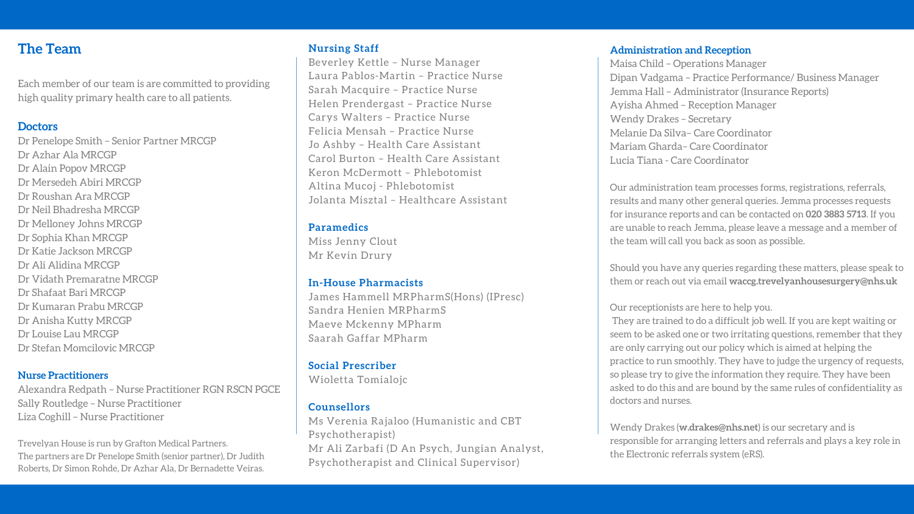## The Team

Each member of our team is are committed to providing high quality primary health care to all patients.

### Doctors

Dr Penelope Smith – Senior Partner MRCGP
Dr Azhar Ala MRCGP
Dr Alain Popov MRCGP
Dr Mersedeh Abiri MRCGP
Dr Roushan Ara MRCGP
Dr Neil Bhadresha MRCGP
Dr Melloney Johns MRCGP
Dr Sophia Khan MRCGP
Dr Katie Jackson MRCGP
Dr Ali Alidina MRCGP
Dr Vidath Premaratne MRCGP
Dr Shafaat Bari MRCGP
Dr Kumaran Prabu MRCGP
Dr Anisha Kutty MRCGP
Dr Louise Lau MRCGP
Dr Stefan Momcilovic MRCGP

### Nurse Practitioners

Alexandra Redpath – Nurse Practitioner RGN RSCN PGCE
Sally Routledge – Nurse Practitioner
Liza Coghill – Nurse Practitioner

Trevelyan House is run by Grafton Medical Partners.
The partners are Dr Penelope Smith (senior partner), Dr Judith Roberts, Dr Simon Rohde, Dr Azhar Ala, Dr Bernadette Veiras.

### Nursing Staff

Beverley Kettle – Nurse Manager
Laura Pablos-Martin – Practice Nurse
Sarah Macquire – Practice Nurse
Helen Prendergast – Practice Nurse
Carys Walters – Practice Nurse
Felicia Mensah – Practice Nurse
Jo Ashby – Health Care Assistant
Carol Burton – Health Care Assistant
Keron McDermott – Phlebotomist
Altina Mucoj - Phlebotomist
Jolanta Misztal – Healthcare Assistant

### Paramedics

Miss Jenny Clout
Mr Kevin Drury

### In-House Pharmacists

James Hammell MRPharmS(Hons) (IPresc)
Sandra Henien MRPharmS
Maeve Mckenny MPharm
Saarah Gaffar MPharm

### Social Prescriber

Wioletta Tomialojc

### Counsellors

Ms Verenia Rajaloo (Humanistic and CBT Psychotherapist)
Mr Ali Zarbafi (D An Psych, Jungian Analyst, Psychotherapist and Clinical Supervisor)

### Administration and Reception

Maisa Child – Operations Manager
Dipan Vadgama – Practice Performance/ Business Manager
Jemma Hall – Administrator (Insurance Reports)
Ayisha Ahmed – Reception Manager
Wendy Drakes – Secretary
Melanie Da Silva– Care Coordinator
Mariam Gharda– Care Coordinator
Lucia Tiana - Care Coordinator

Our administration team processes forms, registrations, referrals, results and many other general queries. Jemma processes requests for insurance reports and can be contacted on **020 3883 5713**. If you are unable to reach Jemma, please leave a message and a member of the team will call you back as soon as possible.

Should you have any queries regarding these matters, please speak to them or reach out via email **waccg.trevelyanhousesurgery@nhs.uk**

Our receptionists are here to help you.
They are trained to do a difficult job well. If you are kept waiting or seem to be asked one or two irritating questions, remember that they are only carrying out our policy which is aimed at helping the practice to run smoothly. They have to judge the urgency of requests, so please try to give the information they require. They have been asked to do this and are bound by the same rules of confidentiality as doctors and nurses.

Wendy Drakes (**w.drakes@nhs.net**) is our secretary and is responsible for arranging letters and referrals and plays a key role in the Electronic referrals system (eRS).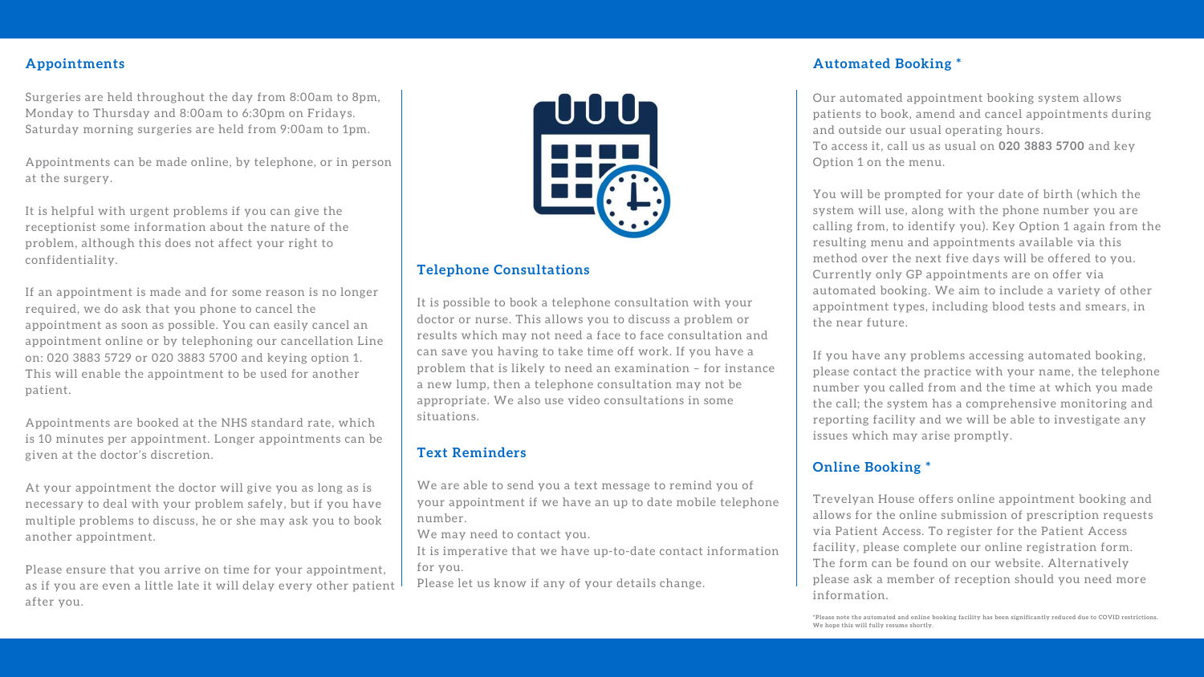## Appointments

Surgeries are held throughout the day from 8:00am to 8pm, Monday to Thursday and 8:00am to 6:30pm on Fridays. Saturday morning surgeries are held from 9:00am to 1pm.

Appointments can be made online, by telephone, or in person at the surgery.

It is helpful with urgent problems if you can give the receptionist some information about the nature of the problem, although this does not affect your right to confidentiality.

If an appointment is made and for some reason is no longer required, we do ask that you phone to cancel the appointment as soon as possible. You can easily cancel an appointment online or by telephoning our cancellation Line on: 020 3883 5729 or 020 3883 5700 and keying option 1. This will enable the appointment to be used for another patient.

Appointments are booked at the NHS standard rate, which is 10 minutes per appointment. Longer appointments can be given at the doctor's discretion.

At your appointment the doctor will give you as long as is necessary to deal with your problem safely, but if you have multiple problems to discuss, he or she may ask you to book another appointment.

Please ensure that you arrive on time for your appointment, as if you are even a little late it will delay every other patient after you.

## Telephone Consultations

It is possible to book a telephone consultation with your doctor or nurse. This allows you to discuss a problem or results which may not need a face to face consultation and can save you having to take time off work. If you have a problem that is likely to need an examination – for instance a new lump, then a telephone consultation may not be appropriate. We also use video consultations in some situations.

## Text Reminders

We are able to send you a text message to remind you of your appointment if we have an up to date mobile telephone number.

We may need to contact you.

It is imperative that we have up-to-date contact information for you.

Please let us know if any of your details change.

## Automated Booking *

Our automated appointment booking system allows patients to book, amend and cancel appointments during and outside our usual operating hours.
To access it, call us as usual on **020 3883 5700** and key Option 1 on the menu.

You will be prompted for your date of birth (which the system will use, along with the phone number you are calling from, to identify you). Key Option 1 again from the resulting menu and appointments available via this method over the next five days will be offered to you. Currently only GP appointments are on offer via automated booking. We aim to include a variety of other appointment types, including blood tests and smears, in the near future.

If you have any problems accessing automated booking, please contact the practice with your name, the telephone number you called from and the time at which you made the call; the system has a comprehensive monitoring and reporting facility and we will be able to investigate any issues which may arise promptly.

## Online Booking *

Trevelyan House offers online appointment booking and allows for the online submission of prescription requests via Patient Access. To register for the Patient Access facility, please complete our online registration form. The form can be found on our website. Alternatively please ask a member of reception should you need more information.

*Please note the automated and online booking facility has been significantly reduced due to COVID restrictions. We hope this will fully resume shortly.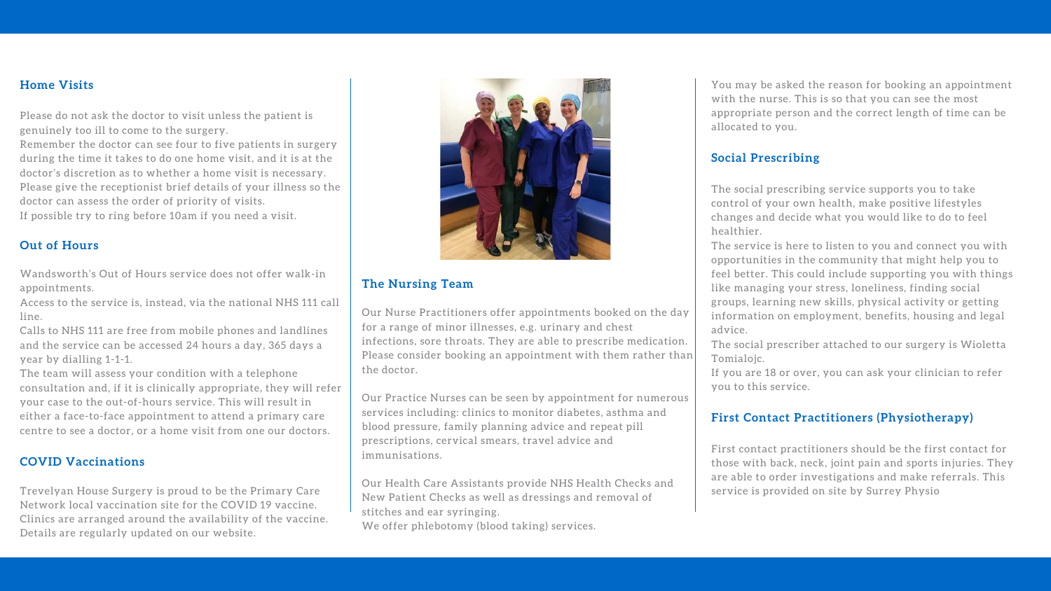### Home Visits

Please do not ask the doctor to visit unless the patient is genuinely too ill to come to the surgery.
Remember the doctor can see four to five patients in surgery during the time it takes to do one home visit, and it is at the doctor's discretion as to whether a home visit is necessary.
Please give the receptionist brief details of your illness so the doctor can assess the order of priority of visits.
If possible try to ring before 10am if you need a visit.

### Out of Hours

Wandsworth's Out of Hours service does not offer walk-in appointments.
Access to the service is, instead, via the national NHS 111 call line.
Calls to NHS 111 are free from mobile phones and landlines and the service can be accessed 24 hours a day, 365 days a year by dialling 1-1-1.
The team will assess your condition with a telephone consultation and, if it is clinically appropriate, they will refer your case to the out-of-hours service. This will result in either a face-to-face appointment to attend a primary care centre to see a doctor, or a home visit from one our doctors.

### COVID Vaccinations

Trevelyan House Surgery is proud to be the Primary Care Network local vaccination site for the COVID 19 vaccine. Clinics are arranged around the availability of the vaccine. Details are regularly updated on our website.

### The Nursing Team

Our Nurse Practitioners offer appointments booked on the day for a range of minor illnesses, e.g. urinary and chest infections, sore throats. They are able to prescribe medication. Please consider booking an appointment with them rather than the doctor.

Our Practice Nurses can be seen by appointment for numerous services including: clinics to monitor diabetes, asthma and blood pressure, family planning advice and repeat pill prescriptions, cervical smears, travel advice and immunisations.

Our Health Care Assistants provide NHS Health Checks and New Patient Checks as well as dressings and removal of stitches and ear syringing.
We offer phlebotomy (blood taking) services.

You may be asked the reason for booking an appointment with the nurse. This is so that you can see the most appropriate person and the correct length of time can be allocated to you.

### Social Prescribing

The social prescribing service supports you to take control of your own health, make positive lifestyles changes and decide what you would like to do to feel healthier.
The service is here to listen to you and connect you with opportunities in the community that might help you to feel better. This could include supporting you with things like managing your stress, loneliness, finding social groups, learning new skills, physical activity or getting information on employment, benefits, housing and legal advice.
The social prescriber attached to our surgery is Wioletta Tomialojc.
If you are 18 or over, you can ask your clinician to refer you to this service.

### First Contact Practitioners (Physiotherapy)

First contact practitioners should be the first contact for those with back, neck, joint pain and sports injuries. They are able to order investigations and make referrals. This service is provided on site by Surrey Physio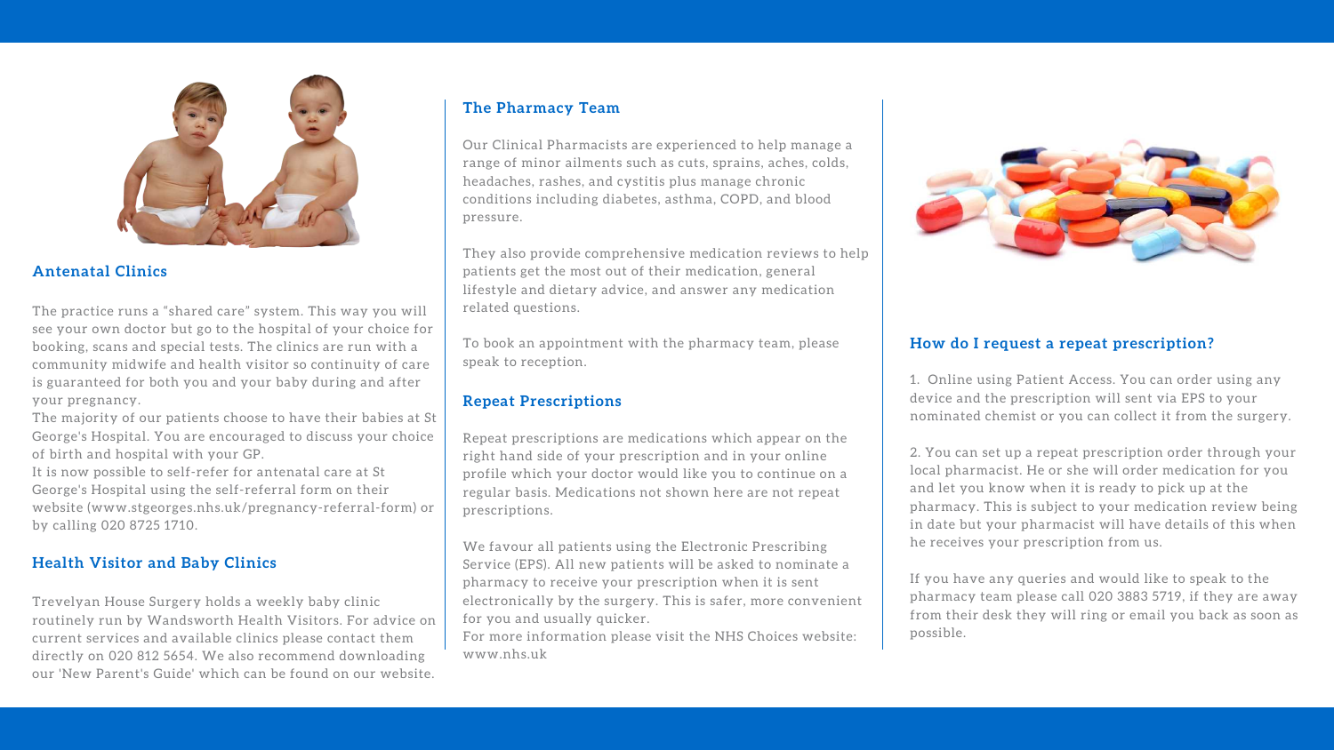## Antenatal Clinics

The practice runs a "shared care" system. This way you will see your own doctor but go to the hospital of your choice for booking, scans and special tests. The clinics are run with a community midwife and health visitor so continuity of care is guaranteed for both you and your baby during and after your pregnancy.

The majority of our patients choose to have their babies at St George's Hospital. You are encouraged to discuss your choice of birth and hospital with your GP.

It is now possible to self-refer for antenatal care at St George's Hospital using the self-referral form on their website (www.stgeorges.nhs.uk/pregnancy-referral-form) or by calling 020 8725 1710.

## Health Visitor and Baby Clinics

Trevelyan House Surgery holds a weekly baby clinic routinely run by Wandsworth Health Visitors. For advice on current services and available clinics please contact them directly on 020 812 5654. We also recommend downloading our 'New Parent's Guide' which can be found on our website.

## The Pharmacy Team

Our Clinical Pharmacists are experienced to help manage a range of minor ailments such as cuts, sprains, aches, colds, headaches, rashes, and cystitis plus manage chronic conditions including diabetes, asthma, COPD, and blood pressure.

They also provide comprehensive medication reviews to help patients get the most out of their medication, general lifestyle and dietary advice, and answer any medication related questions.

To book an appointment with the pharmacy team, please speak to reception.

## Repeat Prescriptions

Repeat prescriptions are medications which appear on the right hand side of your prescription and in your online profile which your doctor would like you to continue on a regular basis. Medications not shown here are not repeat prescriptions.

We favour all patients using the Electronic Prescribing Service (EPS). All new patients will be asked to nominate a pharmacy to receive your prescription when it is sent electronically by the surgery. This is safer, more convenient for you and usually quicker.

For more information please visit the NHS Choices website: www.nhs.uk

## How do I request a repeat prescription?

1. Online using Patient Access. You can order using any device and the prescription will sent via EPS to your nominated chemist or you can collect it from the surgery.

2. You can set up a repeat prescription order through your local pharmacist. He or she will order medication for you and let you know when it is ready to pick up at the pharmacy. This is subject to your medication review being in date but your pharmacist will have details of this when he receives your prescription from us.

If you have any queries and would like to speak to the pharmacy team please call 020 3883 5719, if they are away from their desk they will ring or email you back as soon as possible.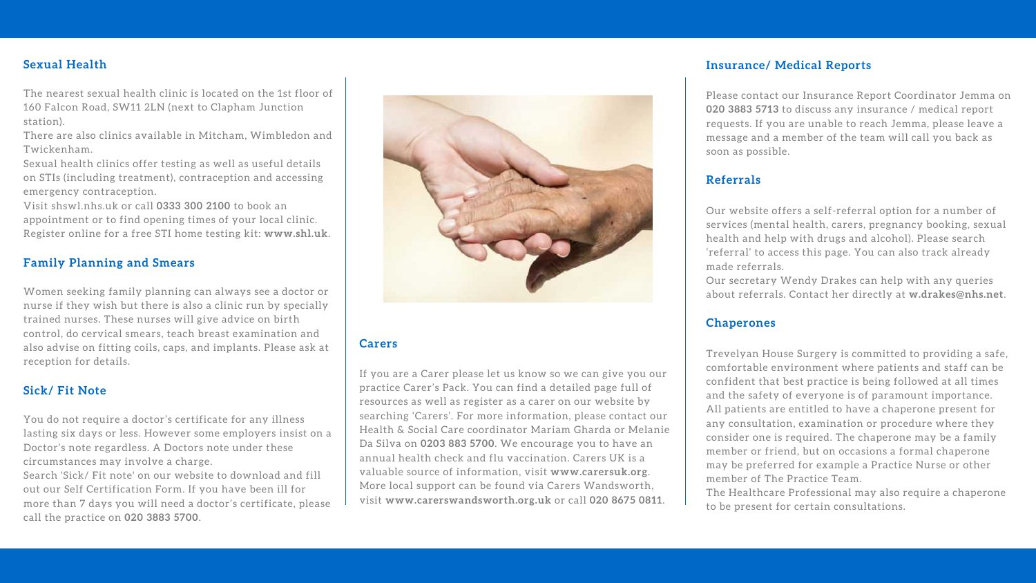## Sexual Health

The nearest sexual health clinic is located on the 1st floor of 160 Falcon Road, SW11 2LN (next to Clapham Junction station).

There are also clinics available in Mitcham, Wimbledon and Twickenham.

Sexual health clinics offer testing as well as useful details on STIs (including treatment), contraception and accessing emergency contraception.

Visit shswl.nhs.uk or call **0333 300 2100** to book an appointment or to find opening times of your local clinic. Register online for a free STI home testing kit: **www.shl.uk**.

## Family Planning and Smears

Women seeking family planning can always see a doctor or nurse if they wish but there is also a clinic run by specially trained nurses. These nurses will give advice on birth control, do cervical smears, teach breast examination and also advise on fitting coils, caps, and implants. Please ask at reception for details.

## Sick/ Fit Note

You do not require a doctor's certificate for any illness lasting six days or less. However some employers insist on a Doctor's note regardless. A Doctors note under these circumstances may involve a charge.

Search 'Sick/ Fit note' on our website to download and fill out our Self Certification Form. If you have been ill for more than 7 days you will need a doctor's certificate, please call the practice on **020 3883 5700**.

## Carers

If you are a Carer please let us know so we can give you our practice Carer's Pack. You can find a detailed page full of resources as well as register as a carer on our website by searching 'Carers'. For more information, please contact our Health & Social Care coordinator Mariam Gharda or Melanie Da Silva on **0203 883 5700**. We encourage you to have an annual health check and flu vaccination. Carers UK is a valuable source of information, visit **www.carersuk.org**. More local support can be found via Carers Wandsworth, visit **www.carerswandsworth.org.uk** or call **020 8675 0811**.

## Insurance/ Medical Reports

Please contact our Insurance Report Coordinator Jemma on **020 3883 5713** to discuss any insurance / medical report requests. If you are unable to reach Jemma, please leave a message and a member of the team will call you back as soon as possible.

## Referrals

Our website offers a self-referral option for a number of services (mental health, carers, pregnancy booking, sexual health and help with drugs and alcohol). Please search 'referral' to access this page. You can also track already made referrals.

Our secretary Wendy Drakes can help with any queries about referrals. Contact her directly at **w.drakes@nhs.net**.

## Chaperones

Trevelyan House Surgery is committed to providing a safe, comfortable environment where patients and staff can be confident that best practice is being followed at all times and the safety of everyone is of paramount importance.

All patients are entitled to have a chaperone present for any consultation, examination or procedure where they consider one is required. The chaperone may be a family member or friend, but on occasions a formal chaperone may be preferred for example a Practice Nurse or other member of The Practice Team.

The Healthcare Professional may also require a chaperone to be present for certain consultations.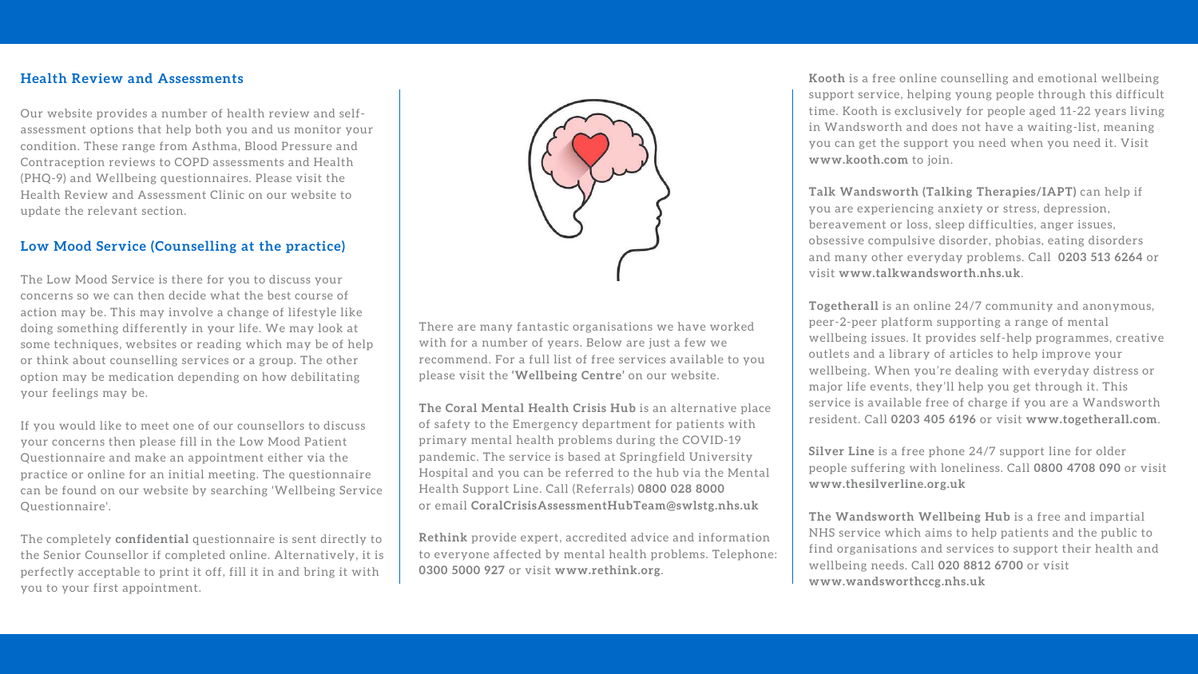## Health Review and Assessments

Our website provides a number of health review and self-assessment options that help both you and us monitor your condition. These range from Asthma, Blood Pressure and Contraception reviews to COPD assessments and Health (PHQ-9) and Wellbeing questionnaires. Please visit the Health Review and Assessment Clinic on our website to update the relevant section.

## Low Mood Service (Counselling at the practice)

The Low Mood Service is there for you to discuss your concerns so we can then decide what the best course of action may be. This may involve a change of lifestyle like doing something differently in your life. We may look at some techniques, websites or reading which may be of help or think about counselling services or a group. The other option may be medication depending on how debilitating your feelings may be.

If you would like to meet one of our counsellors to discuss your concerns then please fill in the Low Mood Patient Questionnaire and make an appointment either via the practice or online for an initial meeting. The questionnaire can be found on our website by searching 'Wellbeing Service Questionnaire'.

The completely **confidential** questionnaire is sent directly to the Senior Counsellor if completed online. Alternatively, it is perfectly acceptable to print it off, fill it in and bring it with you to your first appointment.

There are many fantastic organisations we have worked with for a number of years. Below are just a few we recommend. For a full list of free services available to you please visit the **'Wellbeing Centre'** on our website.

**The Coral Mental Health Crisis Hub** is an alternative place of safety to the Emergency department for patients with primary mental health problems during the COVID-19 pandemic. The service is based at Springfield University Hospital and you can be referred to the hub via the Mental Health Support Line. Call (Referrals) **0800 028 8000** or email **CoralCrisisAssessmentHubTeam@swlstg.nhs.uk**

**Rethink** provide expert, accredited advice and information to everyone affected by mental health problems. Telephone: **0300 5000 927** or visit **www.rethink.org**.

**Kooth** is a free online counselling and emotional wellbeing support service, helping young people through this difficult time. Kooth is exclusively for people aged 11-22 years living in Wandsworth and does not have a waiting-list, meaning you can get the support you need when you need it. Visit **www.kooth.com** to join.

**Talk Wandsworth (Talking Therapies/IAPT)** can help if you are experiencing anxiety or stress, depression, bereavement or loss, sleep difficulties, anger issues, obsessive compulsive disorder, phobias, eating disorders and many other everyday problems. Call **0203 513 6264** or visit **www.talkwandsworth.nhs.uk**.

**Togetherall** is an online 24/7 community and anonymous, peer-2-peer platform supporting a range of mental wellbeing issues. It provides self-help programmes, creative outlets and a library of articles to help improve your wellbeing. When you're dealing with everyday distress or major life events, they'll help you get through it. This service is available free of charge if you are a Wandsworth resident. Call **0203 405 6196** or visit **www.togetherall.com**.

**Silver Line** is a free phone 24/7 support line for older people suffering with loneliness. Call **0800 4708 090** or visit **www.thesilverline.org.uk**

**The Wandsworth Wellbeing Hub** is a free and impartial NHS service which aims to help patients and the public to find organisations and services to support their health and wellbeing needs. Call **020 8812 6700** or visit **www.wandsworthccg.nhs.uk**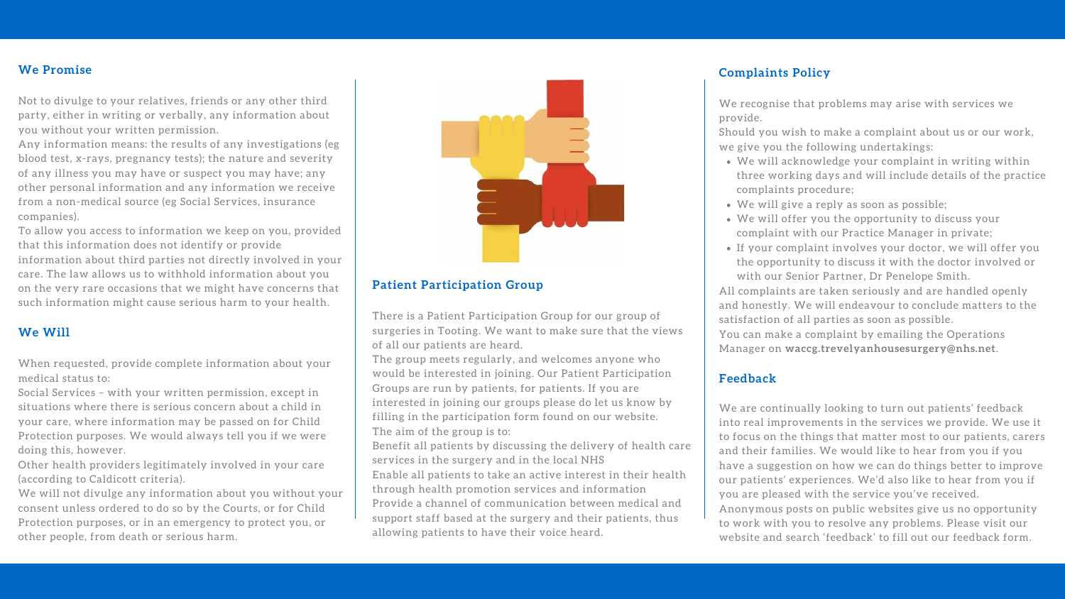## We Promise

Not to divulge to your relatives, friends or any other third party, either in writing or verbally, any information about you without your written permission.

Any information means: the results of any investigations (eg blood test, x-rays, pregnancy tests); the nature and severity of any illness you may have or suspect you may have; any other personal information and any information we receive from a non-medical source (eg Social Services, insurance companies).

To allow you access to information we keep on you, provided that this information does not identify or provide information about third parties not directly involved in your care. The law allows us to withhold information about you on the very rare occasions that we might have concerns that such information might cause serious harm to your health.

## We Will

When requested, provide complete information about your medical status to:

Social Services – with your written permission, except in situations where there is serious concern about a child in your care, where information may be passed on for Child Protection purposes. We would always tell you if we were doing this, however.

Other health providers legitimately involved in your care (according to Caldicott criteria).

We will not divulge any information about you without your consent unless ordered to do so by the Courts, or for Child Protection purposes, or in an emergency to protect you, or other people, from death or serious harm.

## Patient Participation Group

There is a Patient Participation Group for our group of surgeries in Tooting. We want to make sure that the views of all our patients are heard.

The group meets regularly, and welcomes anyone who would be interested in joining. Our Patient Participation Groups are run by patients, for patients. If you are interested in joining our groups please do let us know by filling in the participation form found on our website.

The aim of the group is to:

Benefit all patients by discussing the delivery of health care services in the surgery and in the local NHS

Enable all patients to take an active interest in their health through health promotion services and information

Provide a channel of communication between medical and support staff based at the surgery and their patients, thus allowing patients to have their voice heard.

## Complaints Policy

We recognise that problems may arise with services we provide.

Should you wish to make a complaint about us or our work, we give you the following undertakings:

- We will acknowledge your complaint in writing within three working days and will include details of the practice complaints procedure;
- We will give a reply as soon as possible;
- We will offer you the opportunity to discuss your complaint with our Practice Manager in private;
- If your complaint involves your doctor, we will offer you the opportunity to discuss it with the doctor involved or with our Senior Partner, Dr Penelope Smith.

All complaints are taken seriously and are handled openly and honestly. We will endeavour to conclude matters to the satisfaction of all parties as soon as possible.

You can make a complaint by emailing the Operations Manager on **waccg.trevelyanhousesurgery@nhs.net**.

## Feedback

We are continually looking to turn out patients' feedback into real improvements in the services we provide. We use it to focus on the things that matter most to our patients, carers and their families. We would like to hear from you if you have a suggestion on how we can do things better to improve our patients' experiences. We'd also like to hear from you if you are pleased with the service you've received.

Anonymous posts on public websites give us no opportunity to work with you to resolve any problems. Please visit our website and search 'feedback' to fill out our feedback form.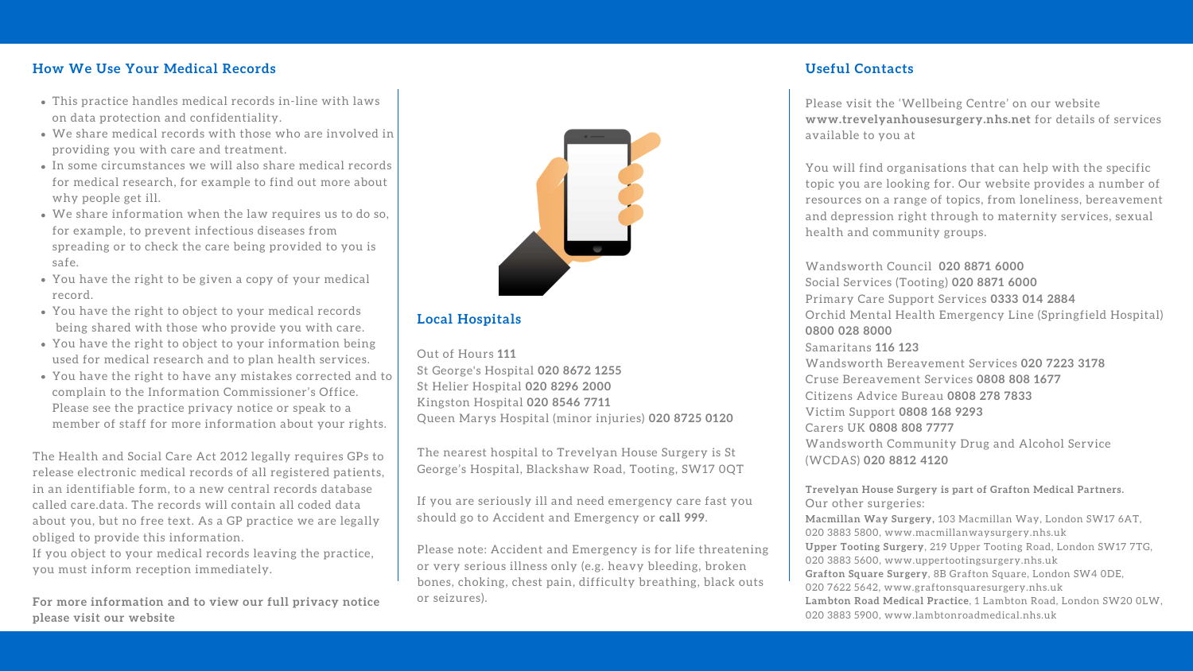## How We Use Your Medical Records

- This practice handles medical records in-line with laws on data protection and confidentiality.
- We share medical records with those who are involved in providing you with care and treatment.
- In some circumstances we will also share medical records for medical research, for example to find out more about why people get ill.
- We share information when the law requires us to do so, for example, to prevent infectious diseases from spreading or to check the care being provided to you is safe.
- You have the right to be given a copy of your medical record.
- You have the right to object to your medical records being shared with those who provide you with care.
- You have the right to object to your information being used for medical research and to plan health services.
- You have the right to have any mistakes corrected and to complain to the Information Commissioner's Office. Please see the practice privacy notice or speak to a member of staff for more information about your rights.

The Health and Social Care Act 2012 legally requires GPs to release electronic medical records of all registered patients, in an identifiable form, to a new central records database called care.data. The records will contain all coded data about you, but no free text. As a GP practice we are legally obliged to provide this information.
If you object to your medical records leaving the practice, you must inform reception immediately.

**For more information and to view our full privacy notice please visit our website**

## Local Hospitals

Out of Hours **111**
St George's Hospital **020 8672 1255**
St Helier Hospital **020 8296 2000**
Kingston Hospital **020 8546 7711**
Queen Marys Hospital (minor injuries) **020 8725 0120**

The nearest hospital to Trevelyan House Surgery is St George's Hospital, Blackshaw Road, Tooting, SW17 0QT

If you are seriously ill and need emergency care fast you should go to Accident and Emergency or **call 999**.

Please note: Accident and Emergency is for life threatening or very serious illness only (e.g. heavy bleeding, broken bones, choking, chest pain, difficulty breathing, black outs or seizures).

## Useful Contacts

Please visit the 'Wellbeing Centre' on our website **www.trevelyanhousesurgery.nhs.net** for details of services available to you at

You will find organisations that can help with the specific topic you are looking for. Our website provides a number of resources on a range of topics, from loneliness, bereavement and depression right through to maternity services, sexual health and community groups.

Wandsworth Council **020 8871 6000**
Social Services (Tooting) **020 8871 6000**
Primary Care Support Services **0333 014 2884**
Orchid Mental Health Emergency Line (Springfield Hospital) **0800 028 8000**
Samaritans **116 123**
Wandsworth Bereavement Services **020 7223 3178**
Cruse Bereavement Services **0808 808 1677**
Citizens Advice Bureau **0808 278 7833**
Victim Support **0808 168 9293**
Carers UK **0808 808 7777**
Wandsworth Community Drug and Alcohol Service (WCDAS) **020 8812 4120**

**Trevelyan House Surgery is part of Grafton Medical Partners.**
Our other surgeries:
**Macmillan Way Surgery**, 103 Macmillan Way, London SW17 6AT, 020 3883 5800, www.macmillanwaysurgery.nhs.uk
**Upper Tooting Surgery**, 219 Upper Tooting Road, London SW17 7TG, 020 3883 5600, www.uppertootingsurgery.nhs.uk
**Grafton Square Surgery**, 8B Grafton Square, London SW4 0DE, 020 7622 5642, www.graftonsquaresurgery.nhs.uk
**Lambton Road Medical Practice**, 1 Lambton Road, London SW20 0LW, 020 3883 5900, www.lambtonroadmedical.nhs.uk